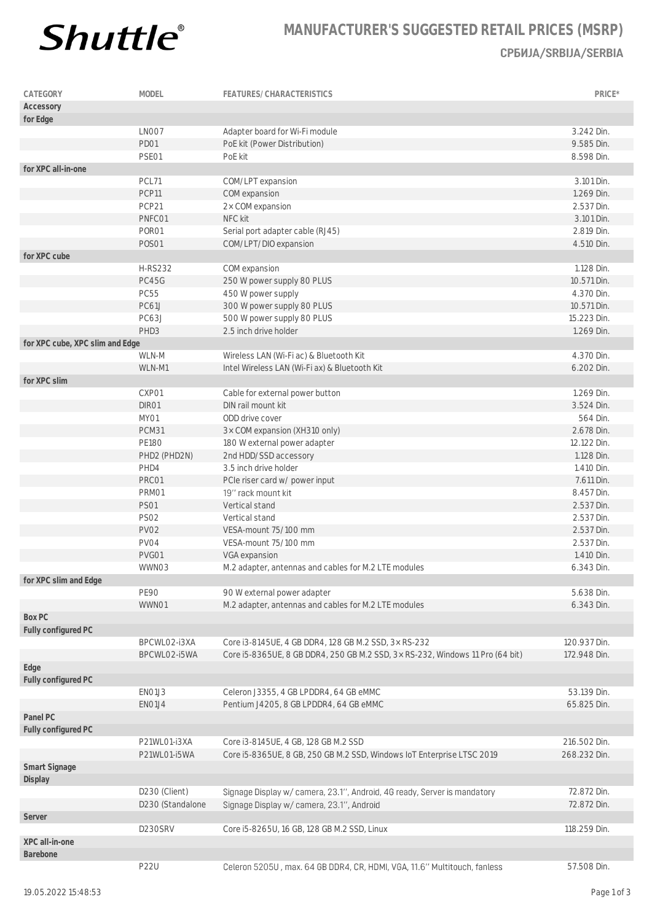# MANUFACTURER'S SUGGESTED RETAIL PRICES (MSRP)

## СРБИЈА/SRBIJA/SERBIA

| CATEGORY | MODEL | FEATURES/CHARACTERISTICS | PRICE* |
|---|---|---|---|
| **Accessory** | | | |
| **for Edge** | | | |
| | LN007 | Adapter board for Wi-Fi module | 3.242 Din. |
| | PD01 | PoE kit (Power Distribution) | 9.585 Din. |
| | PSE01 | PoE kit | 8.598 Din. |
| **for XPC all-in-one** | | | |
| | PCL71 | COM/LPT expansion | 3.101 Din. |
| | PCP11 | COM expansion | 1.269 Din. |
| | PCP21 | 2 × COM expansion | 2.537 Din. |
| | PNFC01 | NFC kit | 3.101 Din. |
| | POR01 | Serial port adapter cable (RJ45) | 2.819 Din. |
| | POS01 | COM/LPT/DIO expansion | 4.510 Din. |
| **for XPC cube** | | | |
| | H-RS232 | COM expansion | 1.128 Din. |
| | PC45G | 250 W power supply 80 PLUS | 10.571 Din. |
| | PC55 | 450 W power supply | 4.370 Din. |
| | PC61J | 300 W power supply 80 PLUS | 10.571 Din. |
| | PC63J | 500 W power supply 80 PLUS | 15.223 Din. |
| | PHD3 | 2.5 inch drive holder | 1.269 Din. |
| **for XPC cube, XPC slim and Edge** | | | |
| | WLN-M | Wireless LAN (Wi-Fi ac) & Bluetooth Kit | 4.370 Din. |
| | WLN-M1 | Intel Wireless LAN (Wi-Fi ax) & Bluetooth Kit | 6.202 Din. |
| **for XPC slim** | | | |
| | CXP01 | Cable for external power button | 1.269 Din. |
| | DIR01 | DIN rail mount kit | 3.524 Din. |
| | MY01 | ODD drive cover | 564 Din. |
| | PCM31 | 3 × COM expansion (XH310 only) | 2.678 Din. |
| | PE180 | 180 W external power adapter | 12.122 Din. |
| | PHD2 (PHD2N) | 2nd HDD/SSD accessory | 1.128 Din. |
| | PHD4 | 3.5 inch drive holder | 1.410 Din. |
| | PRC01 | PCIe riser card w/ power input | 7.611 Din. |
| | PRM01 | 19'' rack mount kit | 8.457 Din. |
| | PS01 | Vertical stand | 2.537 Din. |
| | PS02 | Vertical stand | 2.537 Din. |
| | PV02 | VESA-mount 75/100 mm | 2.537 Din. |
| | PV04 | VESA-mount 75/100 mm | 2.537 Din. |
| | PVG01 | VGA expansion | 1.410 Din. |
| | WWN03 | M.2 adapter, antennas and cables for M.2 LTE modules | 6.343 Din. |
| **for XPC slim and Edge** | | | |
| | PE90 | 90 W external power adapter | 5.638 Din. |
| | WWN01 | M.2 adapter, antennas and cables for M.2 LTE modules | 6.343 Din. |
| **Box PC** | | | |
| **Fully configured PC** | | | |
| | BPCWL02-i3XA | Core i3-8145UE, 4 GB DDR4, 128 GB M.2 SSD, 3 × RS-232 | 120.937 Din. |
| | BPCWL02-i5WA | Core i5-8365UE, 8 GB DDR4, 250 GB M.2 SSD, 3 × RS-232, Windows 11 Pro (64 bit) | 172.948 Din. |
| **Edge** | | | |
| **Fully configured PC** | | | |
| | EN01J3 | Celeron J3355, 4 GB LPDDR4, 64 GB eMMC | 53.139 Din. |
| | EN01J4 | Pentium J4205, 8 GB LPDDR4, 64 GB eMMC | 65.825 Din. |
| **Panel PC** | | | |
| **Fully configured PC** | | | |
| | P21WL01-i3XA | Core i3-8145UE, 4 GB, 128 GB M.2 SSD | 216.502 Din. |
| | P21WL01-i5WA | Core i5-8365UE, 8 GB, 250 GB M.2 SSD, Windows IoT Enterprise LTSC 2019 | 268.232 Din. |
| **Smart Signage** | | | |
| **Display** | | | |
| | D230 (Client) | Signage Display w/ camera, 23.1'', Android, 4G ready, Server is mandatory | 72.872 Din. |
| | D230 (Standalone | Signage Display w/ camera, 23.1'', Android | 72.872 Din. |
| **Server** | | | |
| | D230SRV | Core i5-8265U, 16 GB, 128 GB M.2 SSD, Linux | 118.259 Din. |
| **XPC all-in-one** | | | |
| **Barebone** | | | |
| | P22U | Celeron 5205U , max. 64 GB DDR4, CR, HDMI, VGA, 11.6'' Multitouch, fanless | 57.508 Din. |

19.05.2022 15:48:53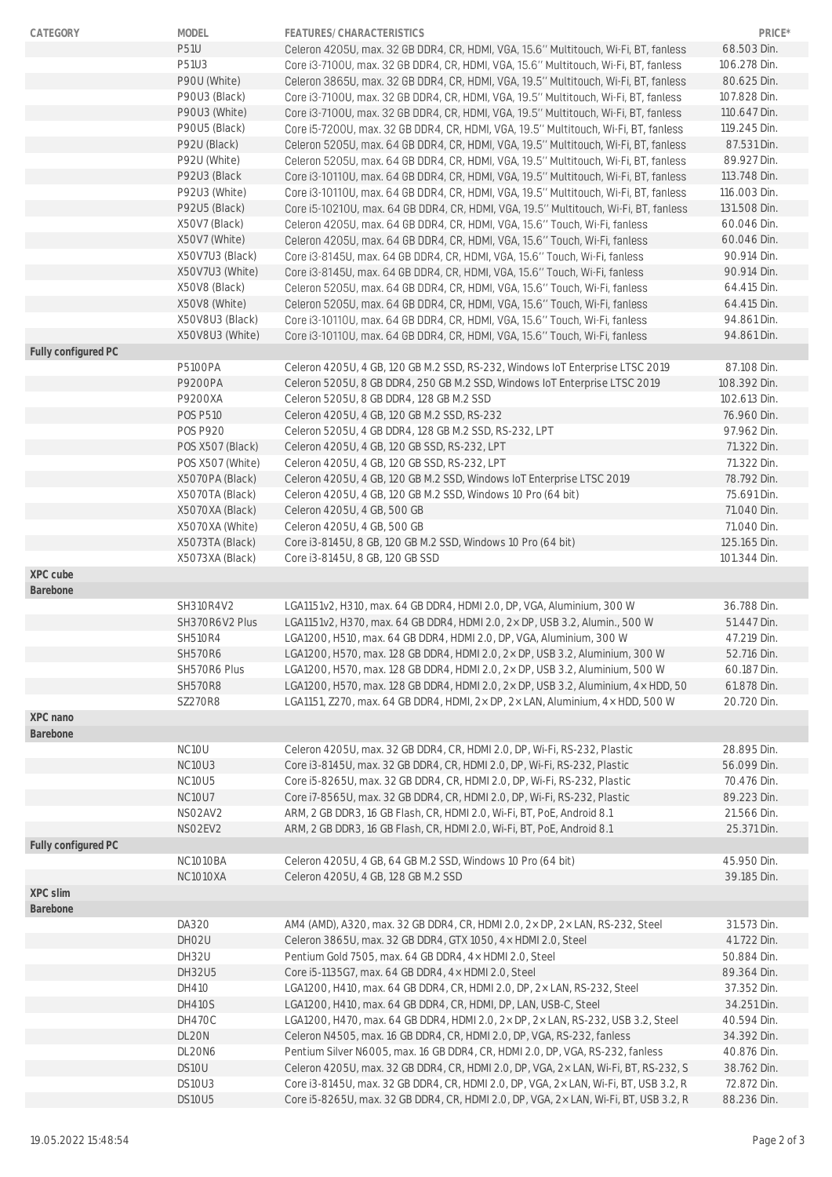| CATEGORY | MODEL | FEATURES/ CHARACTERISTICS | PRICE* |
|---|---|---|---|
| | P51U | Celeron 4205U, max. 32 GB DDR4, CR, HDMI, VGA, 15.6'' Multitouch, Wi-Fi, BT, fanless | 68.503 Din. |
| | P51U3 | Core i3-7100U, max. 32 GB DDR4, CR, HDMI, VGA, 15.6'' Multitouch, Wi-Fi, BT, fanless | 106.278 Din. |
| | P90U (White) | Celeron 3865U, max. 32 GB DDR4, CR, HDMI, VGA, 19.5'' Multitouch, Wi-Fi, BT, fanless | 80.625 Din. |
| | P90U3 (Black) | Core i3-7100U, max. 32 GB DDR4, CR, HDMI, VGA, 19.5'' Multitouch, Wi-Fi, BT, fanless | 107.828 Din. |
| | P90U3 (White) | Core i3-7100U, max. 32 GB DDR4, CR, HDMI, VGA, 19.5'' Multitouch, Wi-Fi, BT, fanless | 110.647 Din. |
| | P90U5 (Black) | Core i5-7200U, max. 32 GB DDR4, CR, HDMI, VGA, 19.5'' Multitouch, Wi-Fi, BT, fanless | 119.245 Din. |
| | P92U (Black) | Celeron 5205U, max. 64 GB DDR4, CR, HDMI, VGA, 19.5'' Multitouch, Wi-Fi, BT, fanless | 87.531 Din. |
| | P92U (White) | Celeron 5205U, max. 64 GB DDR4, CR, HDMI, VGA, 19.5'' Multitouch, Wi-Fi, BT, fanless | 89.927 Din. |
| | P92U3 (Black | Core i3-10110U, max. 64 GB DDR4, CR, HDMI, VGA, 19.5'' Multitouch, Wi-Fi, BT, fanless | 113.748 Din. |
| | P92U3 (White) | Core i3-10110U, max. 64 GB DDR4, CR, HDMI, VGA, 19.5'' Multitouch, Wi-Fi, BT, fanless | 116.003 Din. |
| | P92U5 (Black) | Core i5-10210U, max. 64 GB DDR4, CR, HDMI, VGA, 19.5'' Multitouch, Wi-Fi, BT, fanless | 131.508 Din. |
| | X50V7 (Black) | Celeron 4205U, max. 64 GB DDR4, CR, HDMI, VGA, 15.6'' Touch, Wi-Fi, fanless | 60.046 Din. |
| | X50V7 (White) | Celeron 4205U, max. 64 GB DDR4, CR, HDMI, VGA, 15.6'' Touch, Wi-Fi, fanless | 60.046 Din. |
| | X50V7U3 (Black) | Core i3-8145U, max. 64 GB DDR4, CR, HDMI, VGA, 15.6'' Touch, Wi-Fi, fanless | 90.914 Din. |
| | X50V7U3 (White) | Core i3-8145U, max. 64 GB DDR4, CR, HDMI, VGA, 15.6'' Touch, Wi-Fi, fanless | 90.914 Din. |
| | X50V8 (Black) | Celeron 5205U, max. 64 GB DDR4, CR, HDMI, VGA, 15.6'' Touch, Wi-Fi, fanless | 64.415 Din. |
| | X50V8 (White) | Celeron 5205U, max. 64 GB DDR4, CR, HDMI, VGA, 15.6'' Touch, Wi-Fi, fanless | 64.415 Din. |
| | X50V8U3 (Black) | Core i3-10110U, max. 64 GB DDR4, CR, HDMI, VGA, 15.6'' Touch, Wi-Fi, fanless | 94.861 Din. |
| | X50V8U3 (White) | Core i3-10110U, max. 64 GB DDR4, CR, HDMI, VGA, 15.6'' Touch, Wi-Fi, fanless | 94.861 Din. |
| **Fully configured PC** | | | |
| | P5100PA | Celeron 4205U, 4 GB, 120 GB M.2 SSD, RS-232, Windows IoT Enterprise LTSC 2019 | 87.108 Din. |
| | P9200PA | Celeron 5205U, 8 GB DDR4, 250 GB M.2 SSD, Windows IoT Enterprise LTSC 2019 | 108.392 Din. |
| | P9200XA | Celeron 5205U, 8 GB DDR4, 128 GB M.2 SSD | 102.613 Din. |
| | POS P510 | Celeron 4205U, 4 GB, 120 GB M.2 SSD, RS-232 | 76.960 Din. |
| | POS P920 | Celeron 5205U, 4 GB DDR4, 128 GB M.2 SSD, RS-232, LPT | 97.962 Din. |
| | POS X507 (Black) | Celeron 4205U, 4 GB, 120 GB SSD, RS-232, LPT | 71.322 Din. |
| | POS X507 (White) | Celeron 4205U, 4 GB, 120 GB SSD, RS-232, LPT | 71.322 Din. |
| | X5070PA (Black) | Celeron 4205U, 4 GB, 120 GB M.2 SSD, Windows IoT Enterprise LTSC 2019 | 78.792 Din. |
| | X5070TA (Black) | Celeron 4205U, 4 GB, 120 GB M.2 SSD, Windows 10 Pro (64 bit) | 75.691 Din. |
| | X5070XA (Black) | Celeron 4205U, 4 GB, 500 GB | 71.040 Din. |
| | X5070XA (White) | Celeron 4205U, 4 GB, 500 GB | 71.040 Din. |
| | X5073TA (Black) | Core i3-8145U, 8 GB, 120 GB M.2 SSD, Windows 10 Pro (64 bit) | 125.165 Din. |
| | X5073XA (Black) | Core i3-8145U, 8 GB, 120 GB SSD | 101.344 Din. |
| **XPC cube** | | | |
| **Barebone** | | | |
| | SH310R4V2 | LGA1151v2, H310, max. 64 GB DDR4, HDMI 2.0, DP, VGA, Aluminium, 300 W | 36.788 Din. |
| | SH370R6V2 Plus | LGA1151v2, H370, max. 64 GB DDR4, HDMI 2.0, 2× DP, USB 3.2, Alumin., 500 W | 51.447 Din. |
| | SH510R4 | LGA1200, H510, max. 64 GB DDR4, HDMI 2.0, DP, VGA, Aluminium, 300 W | 47.219 Din. |
| | SH570R6 | LGA1200, H570, max. 128 GB DDR4, HDMI 2.0, 2× DP, USB 3.2, Aluminium, 300 W | 52.716 Din. |
| | SH570R6 Plus | LGA1200, H570, max. 128 GB DDR4, HDMI 2.0, 2× DP, USB 3.2, Aluminium, 500 W | 60.187 Din. |
| | SH570R8 | LGA1200, H570, max. 128 GB DDR4, HDMI 2.0, 2× DP, USB 3.2, Aluminium, 4× HDD, 50 | 61.878 Din. |
| | SZ270R8 | LGA1151, Z270, max. 64 GB DDR4, HDMI, 2× DP, 2× LAN, Aluminium, 4× HDD, 500 W | 20.720 Din. |
| **XPC nano** | | | |
| **Barebone** | | | |
| | NC10U | Celeron 4205U, max. 32 GB DDR4, CR, HDMI 2.0, DP, Wi-Fi, RS-232, Plastic | 28.895 Din. |
| | NC10U3 | Core i3-8145U, max. 32 GB DDR4, CR, HDMI 2.0, DP, Wi-Fi, RS-232, Plastic | 56.099 Din. |
| | NC10U5 | Core i5-8265U, max. 32 GB DDR4, CR, HDMI 2.0, DP, Wi-Fi, RS-232, Plastic | 70.476 Din. |
| | NC10U7 | Core i7-8565U, max. 32 GB DDR4, CR, HDMI 2.0, DP, Wi-Fi, RS-232, Plastic | 89.223 Din. |
| | NS02AV2 | ARM, 2 GB DDR3, 16 GB Flash, CR, HDMI 2.0, Wi-Fi, BT, PoE, Android 8.1 | 21.566 Din. |
| | NS02EV2 | ARM, 2 GB DDR3, 16 GB Flash, CR, HDMI 2.0, Wi-Fi, BT, PoE, Android 8.1 | 25.371 Din. |
| **Fully configured PC** | | | |
| | NC1010BA | Celeron 4205U, 4 GB, 64 GB M.2 SSD, Windows 10 Pro (64 bit) | 45.950 Din. |
| | NC1010XA | Celeron 4205U, 4 GB, 128 GB M.2 SSD | 39.185 Din. |
| **XPC slim** | | | |
| **Barebone** | | | |
| | DA320 | AM4 (AMD), A320, max. 32 GB DDR4, CR, HDMI 2.0, 2× DP, 2× LAN, RS-232, Steel | 31.573 Din. |
| | DH02U | Celeron 3865U, max. 32 GB DDR4, GTX 1050, 4× HDMI 2.0, Steel | 41.722 Din. |
| | DH32U | Pentium Gold 7505, max. 64 GB DDR4, 4× HDMI 2.0, Steel | 50.884 Din. |
| | DH32U5 | Core i5-1135G7, max. 64 GB DDR4, 4× HDMI 2.0, Steel | 89.364 Din. |
| | DH410 | LGA1200, H410, max. 64 GB DDR4, CR, HDMI 2.0, DP, 2× LAN, RS-232, Steel | 37.352 Din. |
| | DH410S | LGA1200, H410, max. 64 GB DDR4, CR, HDMI, DP, LAN, USB-C, Steel | 34.251 Din. |
| | DH470C | LGA1200, H470, max. 64 GB DDR4, HDMI 2.0, 2× DP, 2× LAN, RS-232, USB 3.2, Steel | 40.594 Din. |
| | DL20N | Celeron N4505, max. 16 GB DDR4, CR, HDMI 2.0, DP, VGA, RS-232, fanless | 34.392 Din. |
| | DL20N6 | Pentium Silver N6005, max. 16 GB DDR4, CR, HDMI 2.0, DP, VGA, RS-232, fanless | 40.876 Din. |
| | DS10U | Celeron 4205U, max. 32 GB DDR4, CR, HDMI 2.0, DP, VGA, 2× LAN, Wi-Fi, BT, RS-232, S | 38.762 Din. |
| | DS10U3 | Core i3-8145U, max. 32 GB DDR4, CR, HDMI 2.0, DP, VGA, 2× LAN, Wi-Fi, BT, USB 3.2, R | 72.872 Din. |
| | DS10U5 | Core i5-8265U, max. 32 GB DDR4, CR, HDMI 2.0, DP, VGA, 2× LAN, Wi-Fi, BT, USB 3.2, R | 88.236 Din. |

19.05.2022 15:48:54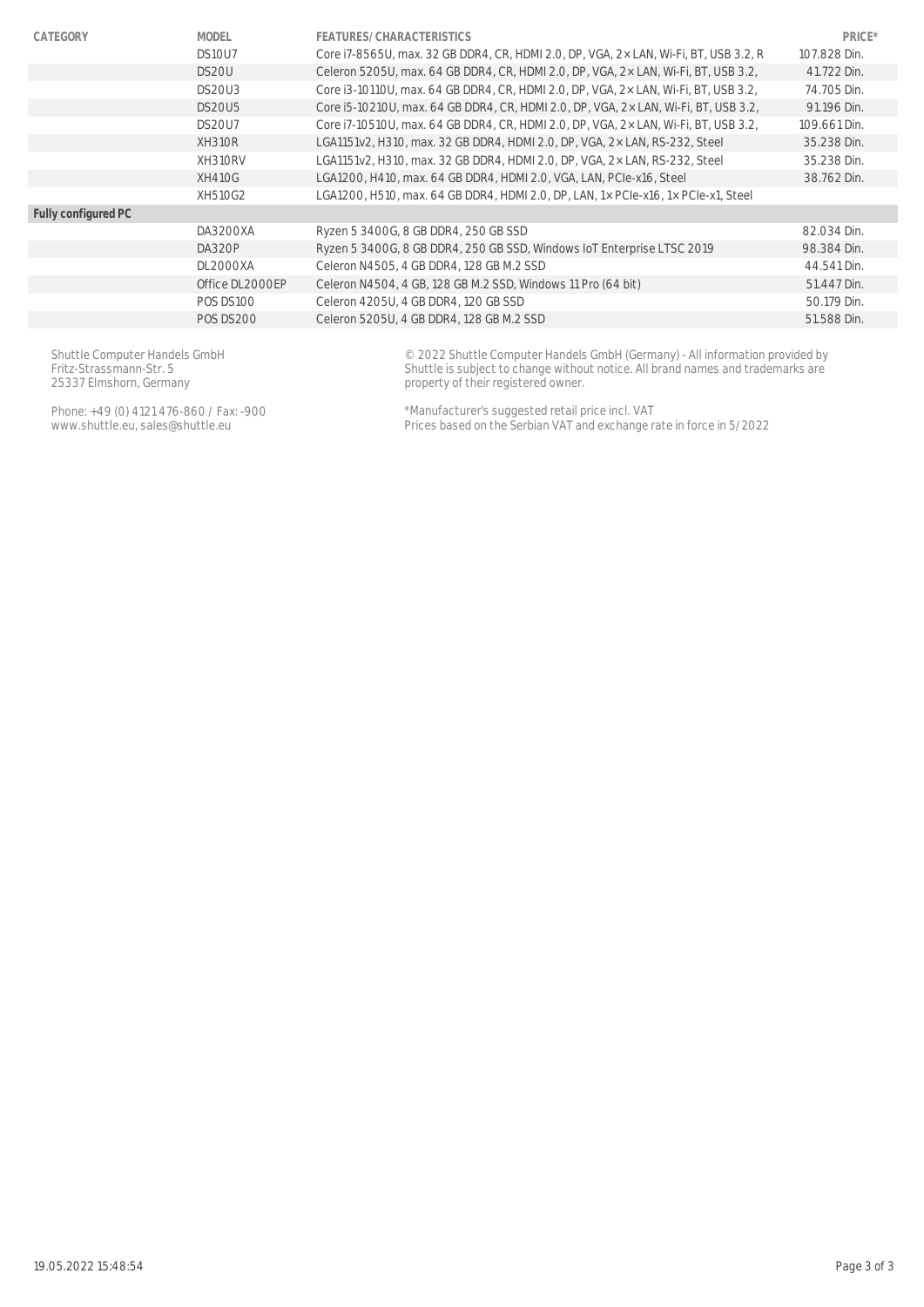| CATEGORY | MODEL | FEATURES/CHARACTERISTICS | PRICE* |
|---|---|---|---|
| | DS10U7 | Core i7-8565U, max. 32 GB DDR4, CR, HDMI 2.0, DP, VGA, 2× LAN, Wi-Fi, BT, USB 3.2, R | 107.828 Din. |
| | DS20U | Celeron 5205U, max. 64 GB DDR4, CR, HDMI 2.0, DP, VGA, 2× LAN, Wi-Fi, BT, USB 3.2, | 41.722 Din. |
| | DS20U3 | Core i3-10110U, max. 64 GB DDR4, CR, HDMI 2.0, DP, VGA, 2× LAN, Wi-Fi, BT, USB 3.2, | 74.705 Din. |
| | DS20U5 | Core i5-10210U, max. 64 GB DDR4, CR, HDMI 2.0, DP, VGA, 2× LAN, Wi-Fi, BT, USB 3.2, | 91.196 Din. |
| | DS20U7 | Core i7-10510U, max. 64 GB DDR4, CR, HDMI 2.0, DP, VGA, 2× LAN, Wi-Fi, BT, USB 3.2, | 109.661 Din. |
| | XH310R | LGA1151v2, H310, max. 32 GB DDR4, HDMI 2.0, DP, VGA, 2× LAN, RS-232, Steel | 35.238 Din. |
| | XH310RV | LGA1151v2, H310, max. 32 GB DDR4, HDMI 2.0, DP, VGA, 2× LAN, RS-232, Steel | 35.238 Din. |
| | XH410G | LGA1200, H410, max. 64 GB DDR4, HDMI 2.0, VGA, LAN, PCIe-x16, Steel | 38.762 Din. |
| | XH510G2 | LGA1200, H510, max. 64 GB DDR4, HDMI 2.0, DP, LAN, 1× PCIe-x16, 1× PCIe-x1, Steel | |
| **Fully configured PC** | | | |
| | DA3200XA | Ryzen 5 3400G, 8 GB DDR4, 250 GB SSD | 82.034 Din. |
| | DA320P | Ryzen 5 3400G, 8 GB DDR4, 250 GB SSD, Windows IoT Enterprise LTSC 2019 | 98.384 Din. |
| | DL2000XA | Celeron N4505, 4 GB DDR4, 128 GB M.2 SSD | 44.541 Din. |
| | Office DL2000EP | Celeron N4504, 4 GB, 128 GB M.2 SSD, Windows 11 Pro (64 bit) | 51.447 Din. |
| | POS DS100 | Celeron 4205U, 4 GB DDR4, 120 GB SSD | 50.179 Din. |
| | POS DS200 | Celeron 5205U, 4 GB DDR4, 128 GB M.2 SSD | 51.588 Din. |

Shuttle Computer Handels GmbH
Fritz-Strassmann-Str. 5
25337 Elmshorn, Germany

Phone: +49 (0) 4121 476-860 / Fax: -900
www.shuttle.eu, sales@shuttle.eu

© 2022 Shuttle Computer Handels GmbH (Germany) - All information provided by Shuttle is subject to change without notice. All brand names and trademarks are property of their registered owner.

*Manufacturer's suggested retail price incl. VAT
Prices based on the Serbian VAT and exchange rate in force in 5/2022

19.05.2022 15:48:54